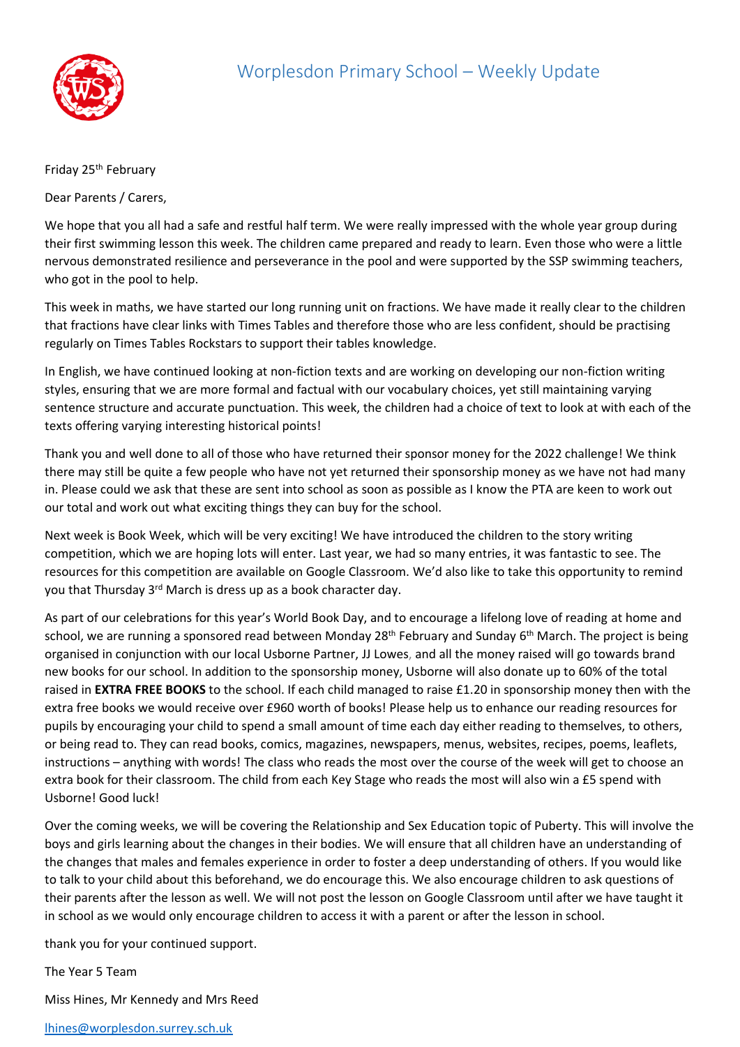# Worplesdon Primary School – Weekly Update

Friday 25th February

Dear Parents / Carers,

We hope that you all had a safe and restful half term. We were really impressed with the whole year group during their first swimming lesson this week. The children came prepared and ready to learn. Even those who were a little nervous demonstrated resilience and perseverance in the pool and were supported by the SSP swimming teachers, who got in the pool to help.

This week in maths, we have started our long running unit on fractions. We have made it really clear to the children that fractions have clear links with Times Tables and therefore those who are less confident, should be practising regularly on Times Tables Rockstars to support their tables knowledge.

In English, we have continued looking at non-fiction texts and are working on developing our non-fiction writing styles, ensuring that we are more formal and factual with our vocabulary choices, yet still maintaining varying sentence structure and accurate punctuation. This week, the children had a choice of text to look at with each of the texts offering varying interesting historical points!

Thank you and well done to all of those who have returned their sponsor money for the 2022 challenge! We think there may still be quite a few people who have not yet returned their sponsorship money as we have not had many in. Please could we ask that these are sent into school as soon as possible as I know the PTA are keen to work out our total and work out what exciting things they can buy for the school.

Next week is Book Week, which will be very exciting! We have introduced the children to the story writing competition, which we are hoping lots will enter. Last year, we had so many entries, it was fantastic to see. The resources for this competition are available on Google Classroom. We'd also like to take this opportunity to remind you that Thursday 3rd March is dress up as a book character day.

As part of our celebrations for this year's World Book Day, and to encourage a lifelong love of reading at home and school, we are running a sponsored read between Monday 28th February and Sunday 6th March. The project is being organised in conjunction with our local Usborne Partner, JJ Lowes, and all the money raised will go towards brand new books for our school. In addition to the sponsorship money, Usborne will also donate up to 60% of the total raised in **EXTRA FREE BOOKS** to the school. If each child managed to raise £1.20 in sponsorship money then with the extra free books we would receive over £960 worth of books! Please help us to enhance our reading resources for pupils by encouraging your child to spend a small amount of time each day either reading to themselves, to others, or being read to. They can read books, comics, magazines, newspapers, menus, websites, recipes, poems, leaflets, instructions – anything with words! The class who reads the most over the course of the week will get to choose an extra book for their classroom. The child from each Key Stage who reads the most will also win a £5 spend with Usborne! Good luck!

Over the coming weeks, we will be covering the Relationship and Sex Education topic of Puberty. This will involve the boys and girls learning about the changes in their bodies. We will ensure that all children have an understanding of the changes that males and females experience in order to foster a deep understanding of others. If you would like to talk to your child about this beforehand, we do encourage this. We also encourage children to ask questions of their parents after the lesson as well. We will not post the lesson on Google Classroom until after we have taught it in school as we would only encourage children to access it with a parent or after the lesson in school.

thank you for your continued support.

The Year 5 Team

Miss Hines, Mr Kennedy and Mrs Reed

lhines@worplesdon.surrey.sch.uk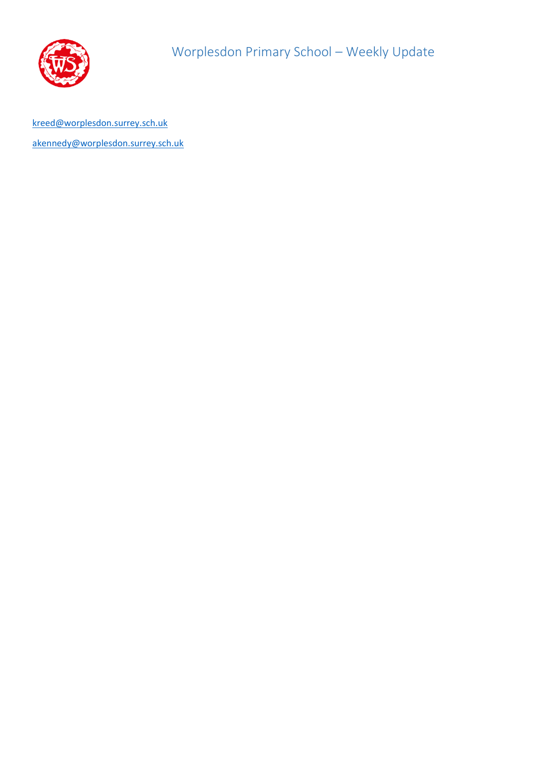kreed@worplesdon.surrey.sch.uk

akennedy@worplesdon.surrey.sch.uk